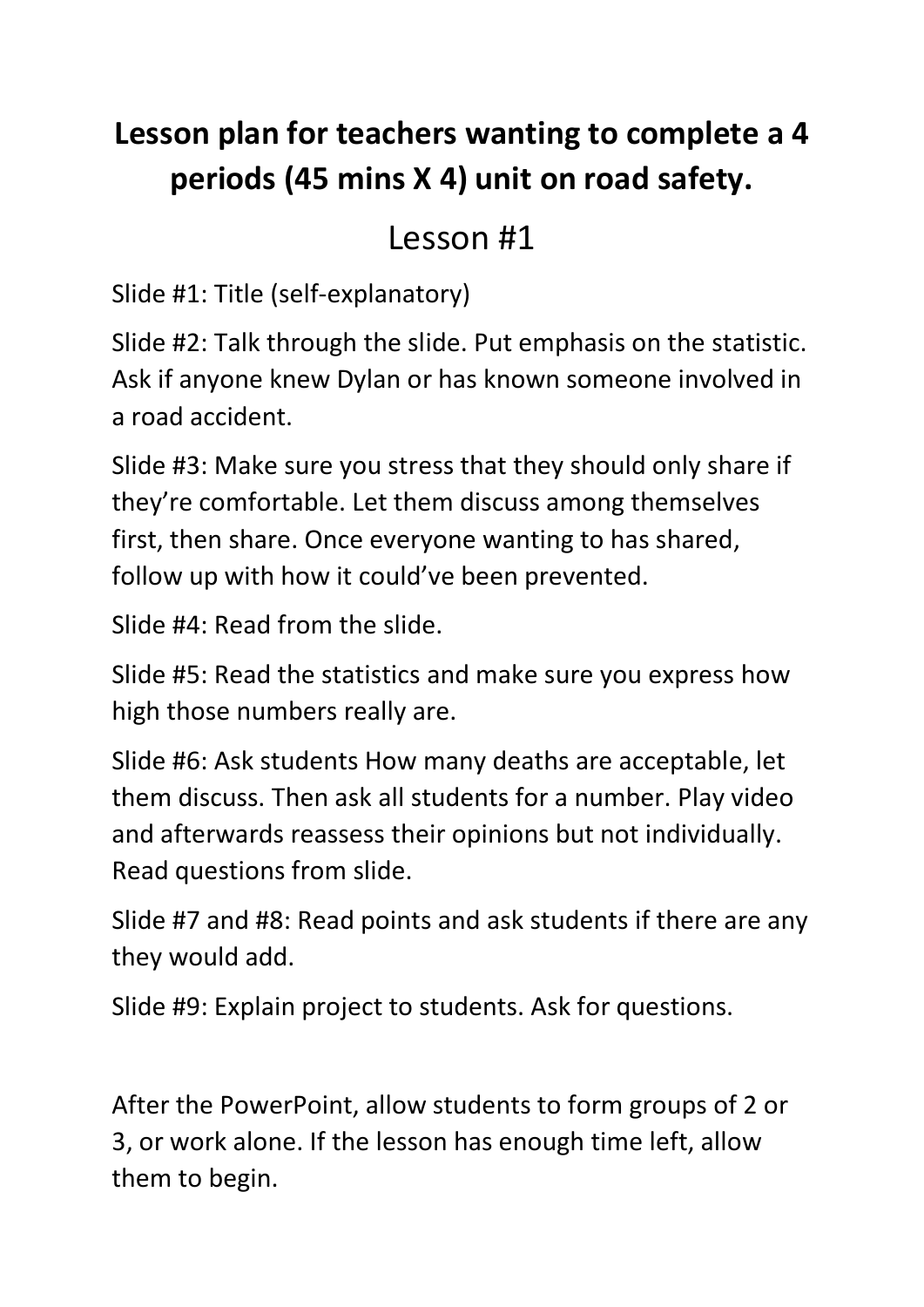# Lesson plan for teachers wanting to complete a 4 periods (45 mins X 4) unit on road safety.

## Lesson #1

Slide #1: Title (self-explanatory)

Slide #2: Talk through the slide. Put emphasis on the statistic. Ask if anyone knew Dylan or has known someone involved in a road accident.

Slide #3: Make sure you stress that they should only share if they're comfortable. Let them discuss among themselves first, then share. Once everyone wanting to has shared, follow up with how it could've been prevented.

Slide #4: Read from the slide.

Slide #5: Read the statistics and make sure you express how high those numbers really are.

Slide #6: Ask students How many deaths are acceptable, let them discuss. Then ask all students for a number. Play video and afterwards reassess their opinions but not individually. Read questions from slide.

Slide #7 and #8: Read points and ask students if there are any they would add.

Slide #9: Explain project to students. Ask for questions.

After the PowerPoint, allow students to form groups of 2 or 3, or work alone. If the lesson has enough time left, allow them to begin.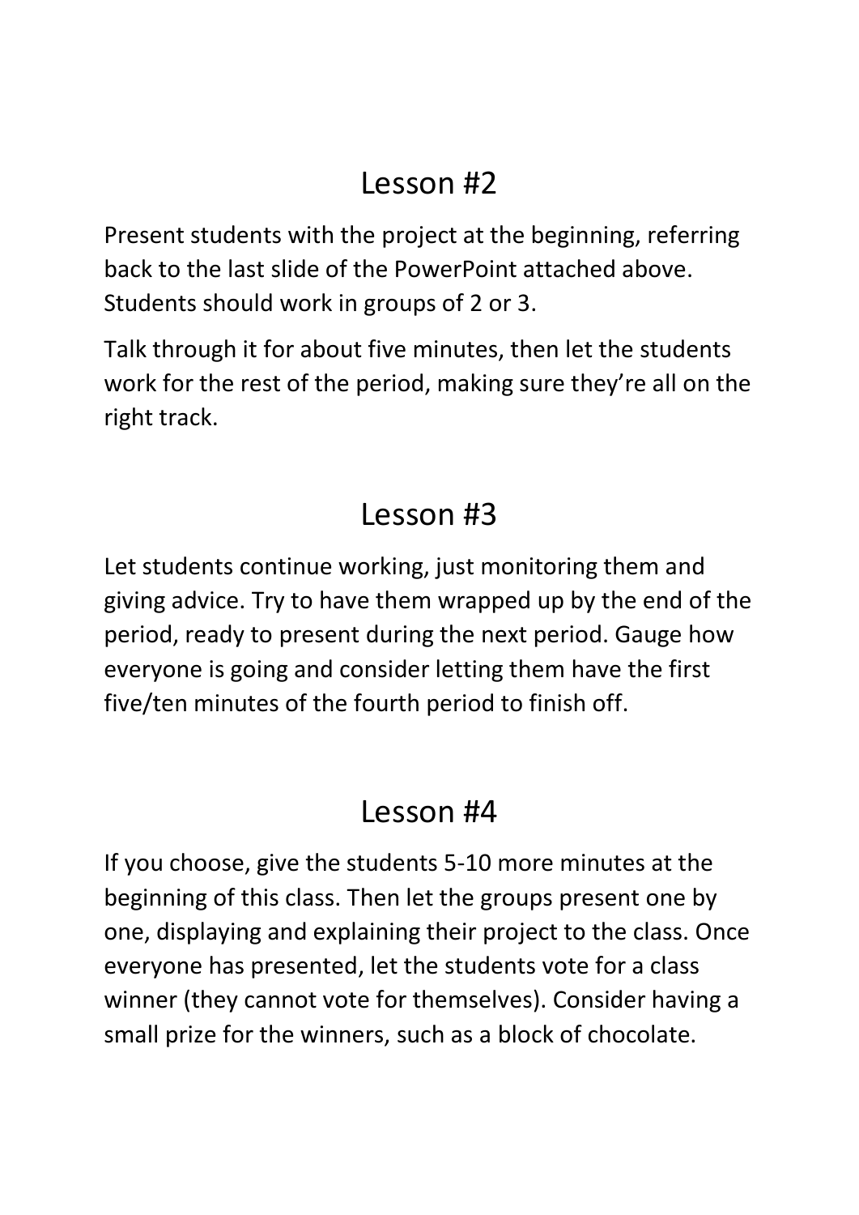## Lesson #2

Present students with the project at the beginning, referring back to the last slide of the PowerPoint attached above. Students should work in groups of 2 or 3.

Talk through it for about five minutes, then let the students work for the rest of the period, making sure they're all on the right track.

## Lesson #3

Let students continue working, just monitoring them and giving advice. Try to have them wrapped up by the end of the period, ready to present during the next period. Gauge how everyone is going and consider letting them have the first five/ten minutes of the fourth period to finish off.

## Lesson #4

If you choose, give the students 5-10 more minutes at the beginning of this class. Then let the groups present one by one, displaying and explaining their project to the class. Once everyone has presented, let the students vote for a class winner (they cannot vote for themselves). Consider having a small prize for the winners, such as a block of chocolate.